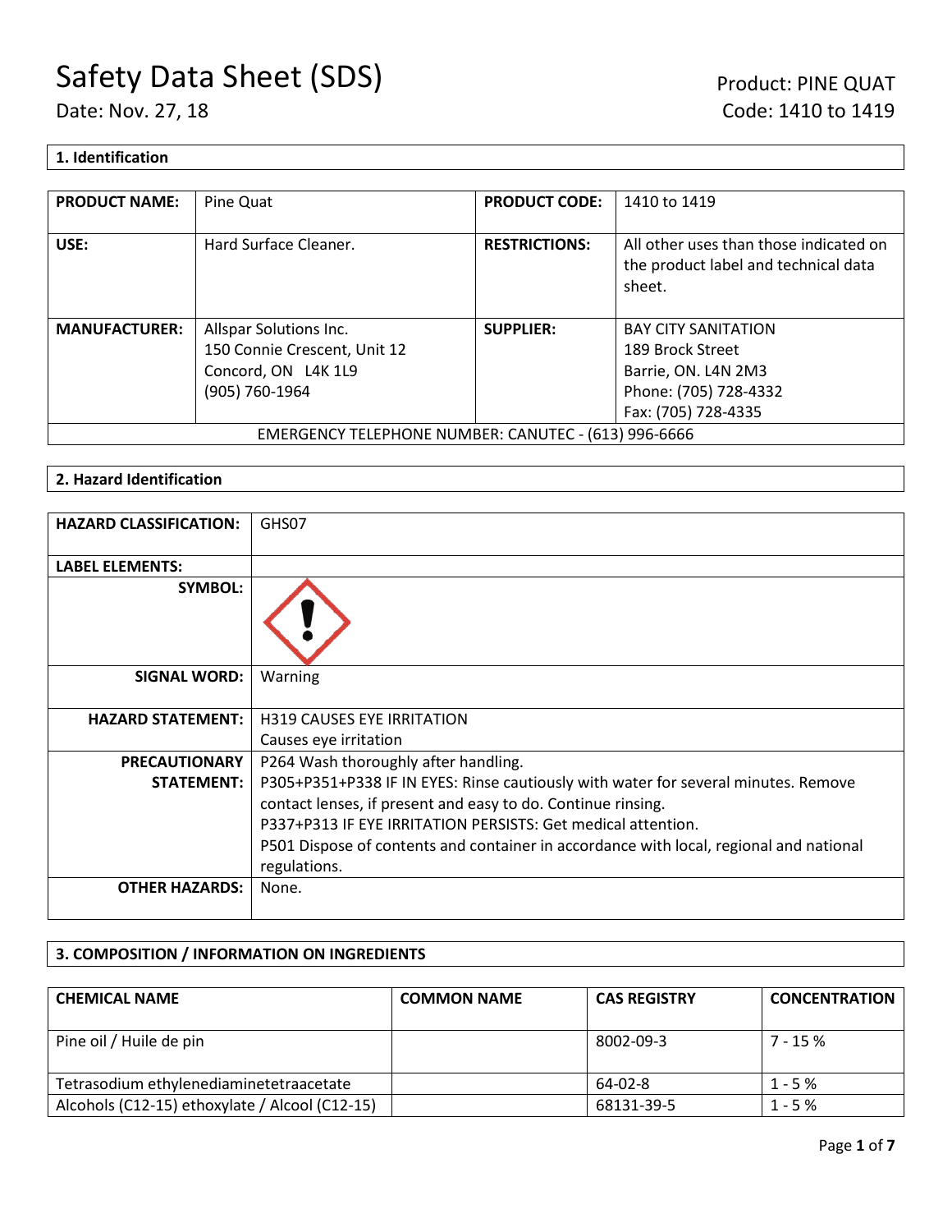# Safety Data Sheet (SDS)

Date: Nov. 27, 18

Product: PINE QUAT
Code: 1410 to 1419

## 1. Identification

| PRODUCT NAME: | Pine Quat | PRODUCT CODE: | 1410 to 1419 |
|---|---|---|---|
| USE: | Hard Surface Cleaner. | RESTRICTIONS: | All other uses than those indicated on the product label and technical data sheet. |
| MANUFACTURER: | Allspar Solutions Inc.<br>150 Connie Crescent, Unit 12<br>Concord, ON L4K 1L9<br>(905) 760-1964 | SUPPLIER: | BAY CITY SANITATION<br>189 Brock Street<br>Barrie, ON. L4N 2M3<br>Phone: (705) 728-4332<br>Fax: (705) 728-4335 |

EMERGENCY TELEPHONE NUMBER: CANUTEC - (613) 996-6666

## 2. Hazard Identification

| | |
|---|---|
| HAZARD CLASSIFICATION: | GHS07 |
| LABEL ELEMENTS: | |
| SYMBOL: | |
| SIGNAL WORD: | Warning |
| HAZARD STATEMENT: | H319 CAUSES EYE IRRITATION<br>Causes eye irritation |
| PRECAUTIONARY STATEMENT: | P264 Wash thoroughly after handling.<br>P305+P351+P338 IF IN EYES: Rinse cautiously with water for several minutes. Remove contact lenses, if present and easy to do. Continue rinsing.<br>P337+P313 IF EYE IRRITATION PERSISTS: Get medical attention.<br>P501 Dispose of contents and container in accordance with local, regional and national regulations. |
| OTHER HAZARDS: | None. |

## 3. COMPOSITION / INFORMATION ON INGREDIENTS

| CHEMICAL NAME | COMMON NAME | CAS REGISTRY | CONCENTRATION |
|---|---|---|---|
| Pine oil / Huile de pin | | 8002-09-3 | 7 - 15 % |
| Tetrasodium ethylenediaminetetraacetate | | 64-02-8 | 1 - 5 % |
| Alcohols (C12-15) ethoxylate / Alcool (C12-15) | | 68131-39-5 | 1 - 5 % |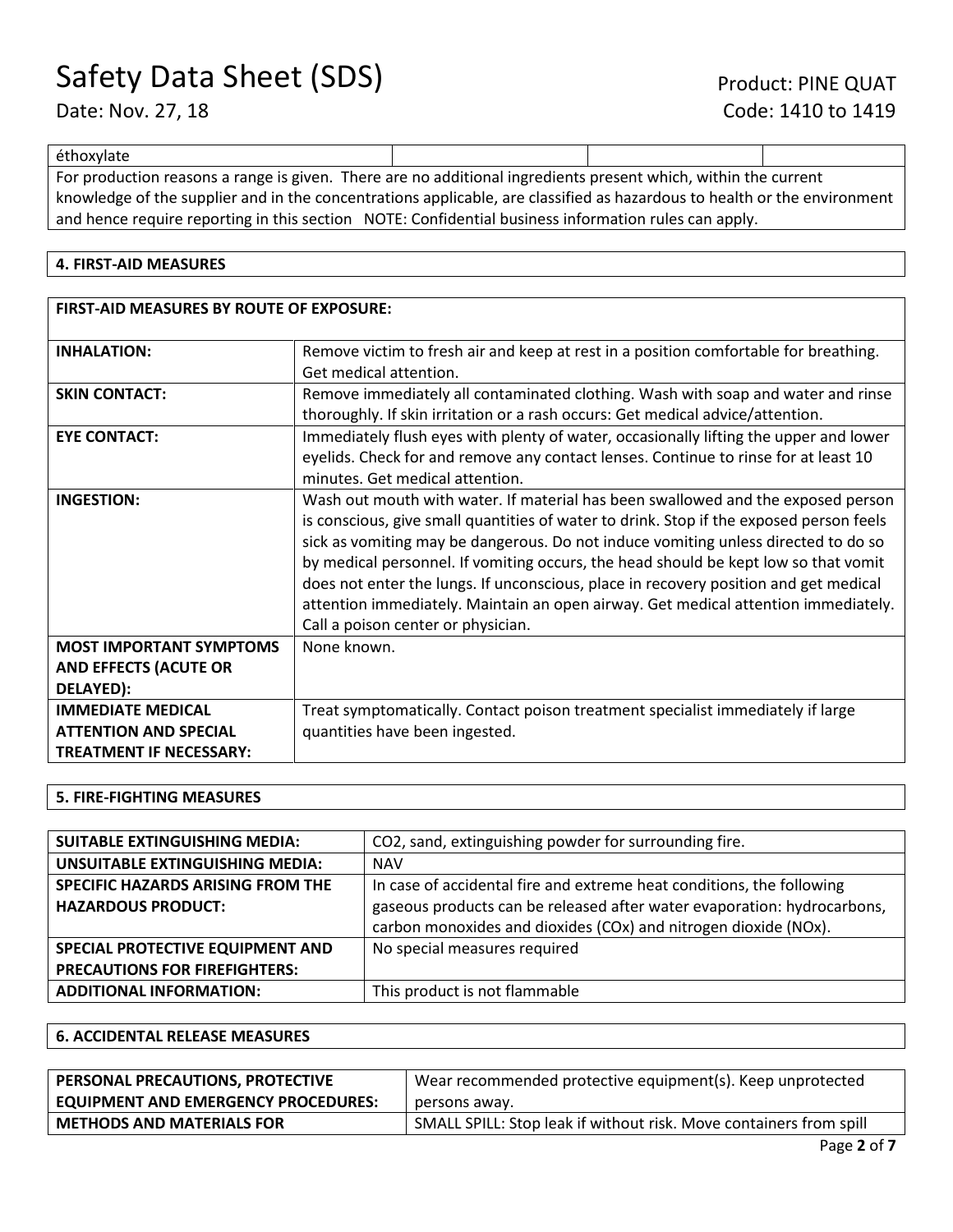| éthoxylate | | | |
|---|---|---|---|

For production reasons a range is given. There are no additional ingredients present which, within the current knowledge of the supplier and in the concentrations applicable, are classified as hazardous to health or the environment and hence require reporting in this section NOTE: Confidential business information rules can apply.

## 4. FIRST-AID MEASURES

| FIRST-AID MEASURES BY ROUTE OF EXPOSURE: | |
|---|---|
| **INHALATION:** | Remove victim to fresh air and keep at rest in a position comfortable for breathing. Get medical attention. |
| **SKIN CONTACT:** | Remove immediately all contaminated clothing. Wash with soap and water and rinse thoroughly. If skin irritation or a rash occurs: Get medical advice/attention. |
| **EYE CONTACT:** | Immediately flush eyes with plenty of water, occasionally lifting the upper and lower eyelids. Check for and remove any contact lenses. Continue to rinse for at least 10 minutes. Get medical attention. |
| **INGESTION:** | Wash out mouth with water. If material has been swallowed and the exposed person is conscious, give small quantities of water to drink. Stop if the exposed person feels sick as vomiting may be dangerous. Do not induce vomiting unless directed to do so by medical personnel. If vomiting occurs, the head should be kept low so that vomit does not enter the lungs. If unconscious, place in recovery position and get medical attention immediately. Maintain an open airway. Get medical attention immediately. Call a poison center or physician. |
| **MOST IMPORTANT SYMPTOMS AND EFFECTS (ACUTE OR DELAYED):** | None known. |
| **IMMEDIATE MEDICAL ATTENTION AND SPECIAL TREATMENT IF NECESSARY:** | Treat symptomatically. Contact poison treatment specialist immediately if large quantities have been ingested. |

## 5. FIRE-FIGHTING MEASURES

| | |
|---|---|
| **SUITABLE EXTINGUISHING MEDIA:** | $CO_2$, sand, extinguishing powder for surrounding fire. |
| **UNSUITABLE EXTINGUISHING MEDIA:** | NAV |
| **SPECIFIC HAZARDS ARISING FROM THE HAZARDOUS PRODUCT:** | In case of accidental fire and extreme heat conditions, the following gaseous products can be released after water evaporation: hydrocarbons, carbon monoxides and dioxides ($CO_x$) and nitrogen dioxide ($NO_x$). |
| **SPECIAL PROTECTIVE EQUIPMENT AND PRECAUTIONS FOR FIREFIGHTERS:** | No special measures required |
| **ADDITIONAL INFORMATION:** | This product is not flammable |

## 6. ACCIDENTAL RELEASE MEASURES

| | |
|---|---|
| **PERSONAL PRECAUTIONS, PROTECTIVE EQUIPMENT AND EMERGENCY PROCEDURES:** | Wear recommended protective equipment(s). Keep unprotected persons away. |
| **METHODS AND MATERIALS FOR** | SMALL SPILL: Stop leak if without risk. Move containers from spill |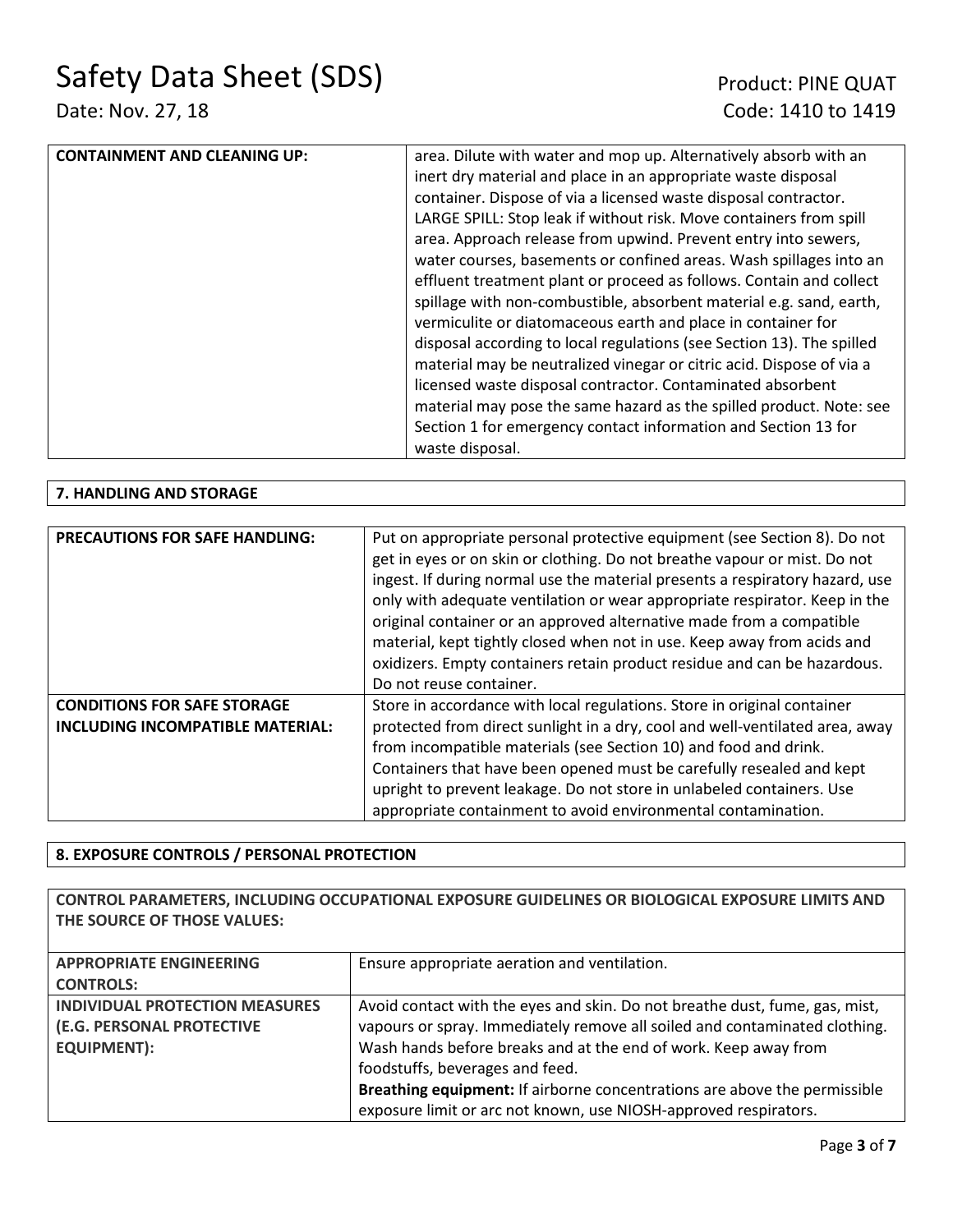| | |
|---|---|
| **CONTAINMENT AND CLEANING UP:** | area. Dilute with water and mop up. Alternatively absorb with an inert dry material and place in an appropriate waste disposal container. Dispose of via a licensed waste disposal contractor. LARGE SPILL: Stop leak if without risk. Move containers from spill area. Approach release from upwind. Prevent entry into sewers, water courses, basements or confined areas. Wash spillages into an effluent treatment plant or proceed as follows. Contain and collect spillage with non-combustible, absorbent material e.g. sand, earth, vermiculite or diatomaceous earth and place in container for disposal according to local regulations (see Section 13). The spilled material may be neutralized vinegar or citric acid. Dispose of via a licensed waste disposal contractor. Contaminated absorbent material may pose the same hazard as the spilled product. Note: see Section 1 for emergency contact information and Section 13 for waste disposal. |

## 7. HANDLING AND STORAGE

| | |
|---|---|
| **PRECAUTIONS FOR SAFE HANDLING:** | Put on appropriate personal protective equipment (see Section 8). Do not get in eyes or on skin or clothing. Do not breathe vapour or mist. Do not ingest. If during normal use the material presents a respiratory hazard, use only with adequate ventilation or wear appropriate respirator. Keep in the original container or an approved alternative made from a compatible material, kept tightly closed when not in use. Keep away from acids and oxidizers. Empty containers retain product residue and can be hazardous. Do not reuse container. |
| **CONDITIONS FOR SAFE STORAGE INCLUDING INCOMPATIBLE MATERIAL:** | Store in accordance with local regulations. Store in original container protected from direct sunlight in a dry, cool and well-ventilated area, away from incompatible materials (see Section 10) and food and drink. Containers that have been opened must be carefully resealed and kept upright to prevent leakage. Do not store in unlabeled containers. Use appropriate containment to avoid environmental contamination. |

## 8. EXPOSURE CONTROLS / PERSONAL PROTECTION

**CONTROL PARAMETERS, INCLUDING OCCUPATIONAL EXPOSURE GUIDELINES OR BIOLOGICAL EXPOSURE LIMITS AND THE SOURCE OF THOSE VALUES:**

| | |
|---|---|
| **APPROPRIATE ENGINEERING CONTROLS:** | Ensure appropriate aeration and ventilation. |
| **INDIVIDUAL PROTECTION MEASURES (E.G. PERSONAL PROTECTIVE EQUIPMENT):** | Avoid contact with the eyes and skin. Do not breathe dust, fume, gas, mist, vapours or spray. Immediately remove all soiled and contaminated clothing. Wash hands before breaks and at the end of work. Keep away from foodstuffs, beverages and feed. **Breathing equipment:** If airborne concentrations are above the permissible exposure limit or arc not known, use NIOSH-approved respirators. |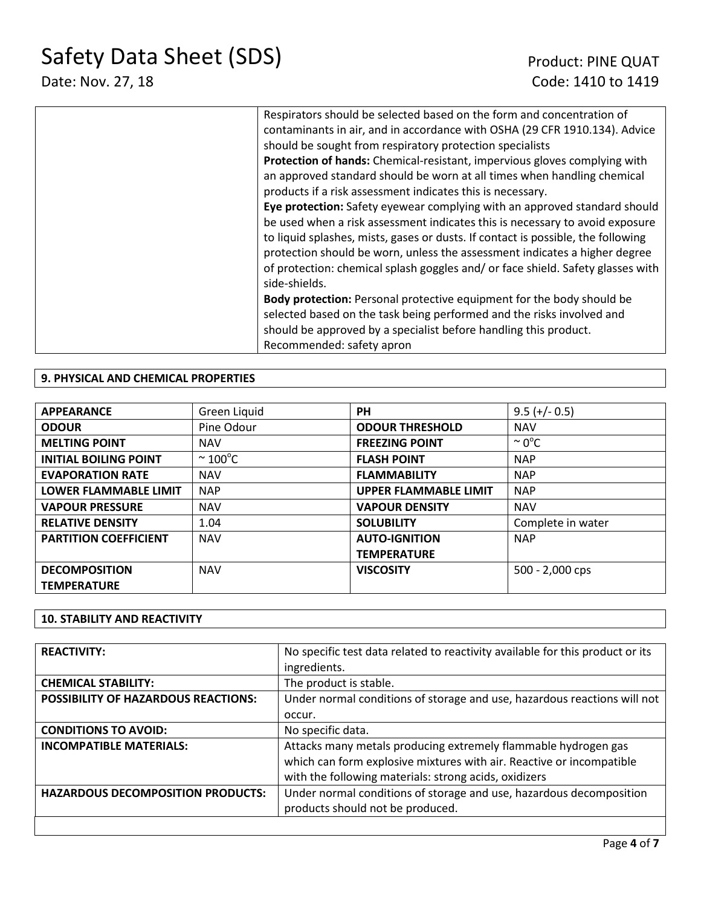| | |
|---|---|
| | Respirators should be selected based on the form and concentration of contaminants in air, and in accordance with OSHA (29 CFR 1910.134). Advice should be sought from respiratory protection specialists<br>**Protection of hands:** Chemical-resistant, impervious gloves complying with an approved standard should be worn at all times when handling chemical products if a risk assessment indicates this is necessary.<br>**Eye protection:** Safety eyewear complying with an approved standard should be used when a risk assessment indicates this is necessary to avoid exposure to liquid splashes, mists, gases or dusts. If contact is possible, the following protection should be worn, unless the assessment indicates a higher degree of protection: chemical splash goggles and/ or face shield. Safety glasses with side-shields.<br>**Body protection:** Personal protective equipment for the body should be selected based on the task being performed and the risks involved and should be approved by a specialist before handling this product.<br>Recommended: safety apron |

## 9. PHYSICAL AND CHEMICAL PROPERTIES

| | | | |
|---|---|---|---|
| **APPEARANCE** | Green Liquid | **PH** | 9.5 (+/- 0.5) |
| **ODOUR** | Pine Odour | **ODOUR THRESHOLD** | NAV |
| **MELTING POINT** | NAV | **FREEZING POINT** | ~ 0°C |
| **INITIAL BOILING POINT** | ~ 100°C | **FLASH POINT** | NAP |
| **EVAPORATION RATE** | NAV | **FLAMMABILITY** | NAP |
| **LOWER FLAMMABLE LIMIT** | NAP | **UPPER FLAMMABLE LIMIT** | NAP |
| **VAPOUR PRESSURE** | NAV | **VAPOUR DENSITY** | NAV |
| **RELATIVE DENSITY** | 1.04 | **SOLUBILITY** | Complete in water |
| **PARTITION COEFFICIENT** | NAV | **AUTO-IGNITION TEMPERATURE** | NAP |
| **DECOMPOSITION TEMPERATURE** | NAV | **VISCOSITY** | 500 - 2,000 cps |

## 10. STABILITY AND REACTIVITY

| | |
|---|---|
| **REACTIVITY:** | No specific test data related to reactivity available for this product or its ingredients. |
| **CHEMICAL STABILITY:** | The product is stable. |
| **POSSIBILITY OF HAZARDOUS REACTIONS:** | Under normal conditions of storage and use, hazardous reactions will not occur. |
| **CONDITIONS TO AVOID:** | No specific data. |
| **INCOMPATIBLE MATERIALS:** | Attacks many metals producing extremely flammable hydrogen gas which can form explosive mixtures with air. Reactive or incompatible with the following materials: strong acids, oxidizers |
| **HAZARDOUS DECOMPOSITION PRODUCTS:** | Under normal conditions of storage and use, hazardous decomposition products should not be produced. |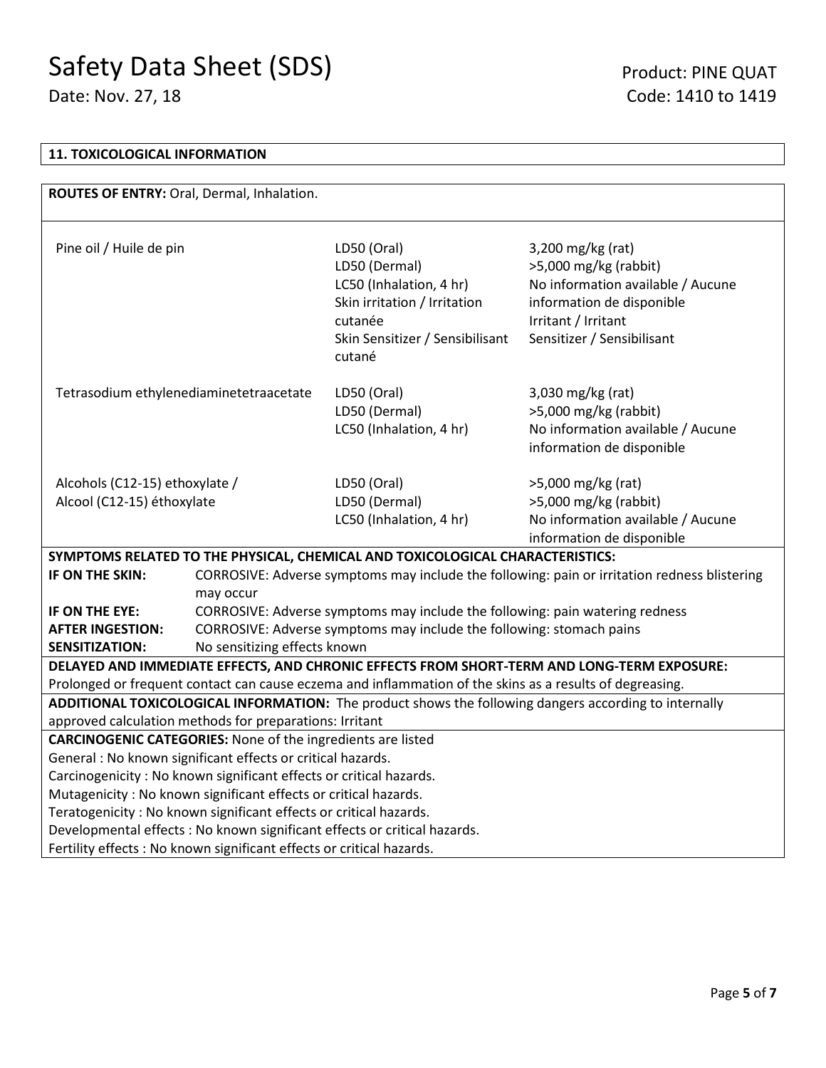## 11. TOXICOLOGICAL INFORMATION

**ROUTES OF ENTRY:** Oral, Dermal, Inhalation.

| | | |
|---|---|---|
| Pine oil / Huile de pin | LD50 (Oral) | 3,200 mg/kg (rat) |
| | LD50 (Dermal) | >5,000 mg/kg (rabbit) |
| | LC50 (Inhalation, 4 hr) | No information available / Aucune information de disponible |
| | Skin irritation / Irritation cutanée | Irritant / Irritant |
| | Skin Sensitizer / Sensibilisant cutané | Sensitizer / Sensibilisant |
| Tetrasodium ethylenediaminetetraacetate | LD50 (Oral) | 3,030 mg/kg (rat) |
| | LD50 (Dermal) | >5,000 mg/kg (rabbit) |
| | LC50 (Inhalation, 4 hr) | No information available / Aucune information de disponible |
| Alcohols (C12-15) ethoxylate / Alcool (C12-15) éthoxylate | LD50 (Oral) | >5,000 mg/kg (rat) |
| | LD50 (Dermal) | >5,000 mg/kg (rabbit) |
| | LC50 (Inhalation, 4 hr) | No information available / Aucune information de disponible |

**SYMPTOMS RELATED TO THE PHYSICAL, CHEMICAL AND TOXICOLOGICAL CHARACTERISTICS:**

| | |
|---|---|
| **IF ON THE SKIN:** | CORROSIVE: Adverse symptoms may include the following: pain or irritation redness blistering may occur |
| **IF ON THE EYE:** | CORROSIVE: Adverse symptoms may include the following: pain watering redness |
| **AFTER INGESTION:** | CORROSIVE: Adverse symptoms may include the following: stomach pains |
| **SENSITIZATION:** | No sensitizing effects known |

**DELAYED AND IMMEDIATE EFFECTS, AND CHRONIC EFFECTS FROM SHORT-TERM AND LONG-TERM EXPOSURE:**
Prolonged or frequent contact can cause eczema and inflammation of the skins as a results of degreasing.

**ADDITIONAL TOXICOLOGICAL INFORMATION:** The product shows the following dangers according to internally approved calculation methods for preparations: Irritant

**CARCINOGENIC CATEGORIES:** None of the ingredients are listed

General : No known significant effects or critical hazards.
Carcinogenicity : No known significant effects or critical hazards.
Mutagenicity : No known significant effects or critical hazards.
Teratogenicity : No known significant effects or critical hazards.
Developmental effects : No known significant effects or critical hazards.
Fertility effects : No known significant effects or critical hazards.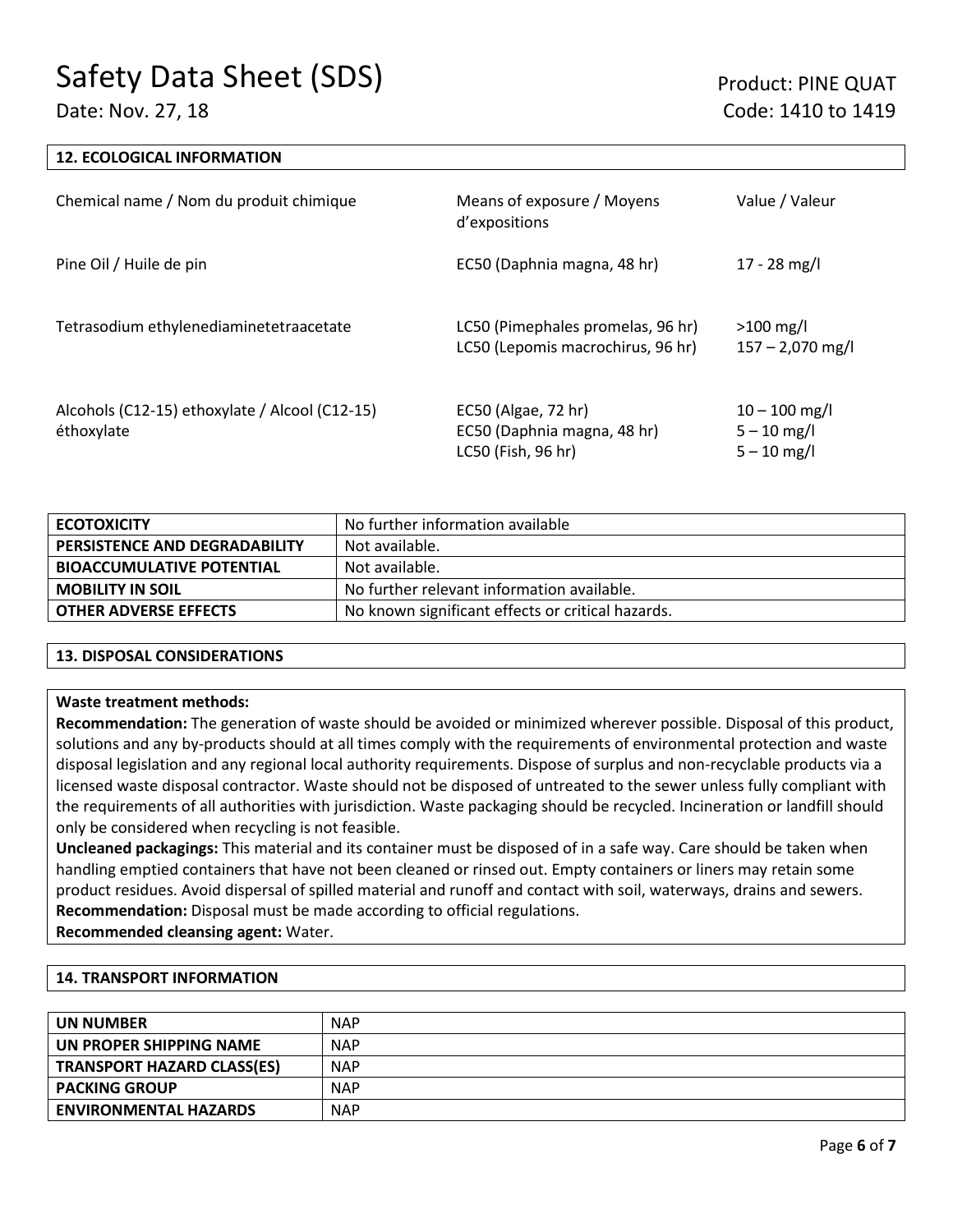## 12. ECOLOGICAL INFORMATION

| Chemical name / Nom du produit chimique | Means of exposure / Moyens d'expositions | Value / Valeur |
| --- | --- | --- |
| Pine Oil / Huile de pin | EC50 (Daphnia magna, 48 hr) | 17 - 28 mg/l |
| Tetrasodium ethylenediaminetetraacetate | LC50 (Pimephales promelas, 96 hr)<br>LC50 (Lepomis macrochirus, 96 hr) | >100 mg/l<br>157 – 2,070 mg/l |
| Alcohols (C12-15) ethoxylate / Alcool (C12-15) éthoxylate | EC50 (Algae, 72 hr)<br>EC50 (Daphnia magna, 48 hr)<br>LC50 (Fish, 96 hr) | 10 – 100 mg/l<br>5 – 10 mg/l<br>5 – 10 mg/l |

| | |
| --- | --- |
| **ECOTOXICITY** | No further information available |
| **PERSISTENCE AND DEGRADABILITY** | Not available. |
| **BIOACCUMULATIVE POTENTIAL** | Not available. |
| **MOBILITY IN SOIL** | No further relevant information available. |
| **OTHER ADVERSE EFFECTS** | No known significant effects or critical hazards. |

## 13. DISPOSAL CONSIDERATIONS

**Waste treatment methods:**

**Recommendation:** The generation of waste should be avoided or minimized wherever possible. Disposal of this product, solutions and any by-products should at all times comply with the requirements of environmental protection and waste disposal legislation and any regional local authority requirements. Dispose of surplus and non-recyclable products via a licensed waste disposal contractor. Waste should not be disposed of untreated to the sewer unless fully compliant with the requirements of all authorities with jurisdiction. Waste packaging should be recycled. Incineration or landfill should only be considered when recycling is not feasible.

**Uncleaned packagings:** This material and its container must be disposed of in a safe way. Care should be taken when handling emptied containers that have not been cleaned or rinsed out. Empty containers or liners may retain some product residues. Avoid dispersal of spilled material and runoff and contact with soil, waterways, drains and sewers.

**Recommendation:** Disposal must be made according to official regulations.

**Recommended cleansing agent:** Water.

## 14. TRANSPORT INFORMATION

| | |
| --- | --- |
| **UN NUMBER** | NAP |
| **UN PROPER SHIPPING NAME** | NAP |
| **TRANSPORT HAZARD CLASS(ES)** | NAP |
| **PACKING GROUP** | NAP |
| **ENVIRONMENTAL HAZARDS** | NAP |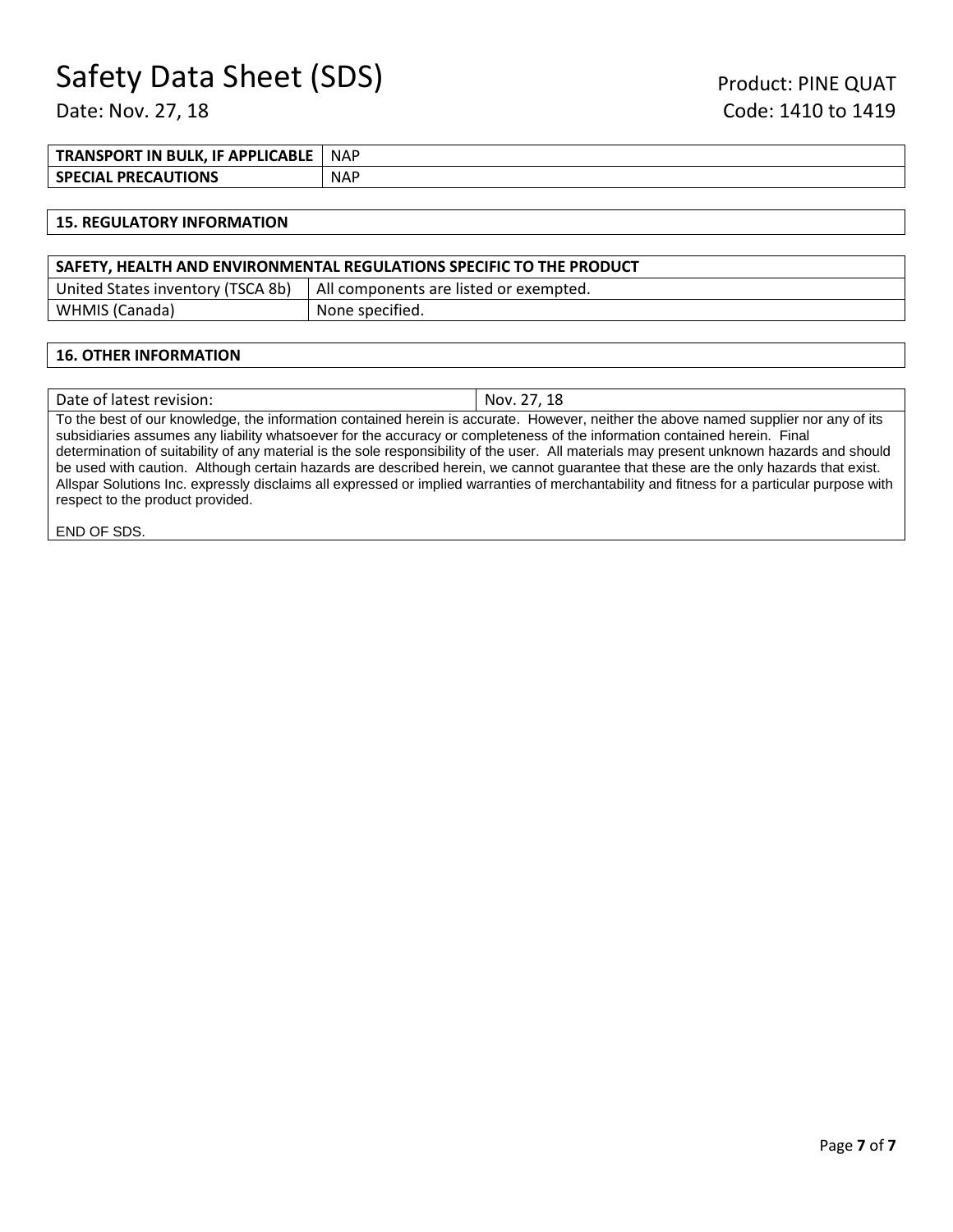| | |
|---|---|
| **TRANSPORT IN BULK, IF APPLICABLE** | NAP |
| **SPECIAL PRECAUTIONS** | NAP |

## 15. REGULATORY INFORMATION

| **SAFETY, HEALTH AND ENVIRONMENTAL REGULATIONS SPECIFIC TO THE PRODUCT** | |
|---|---|
| United States inventory (TSCA 8b) | All components are listed or exempted. |
| WHMIS (Canada) | None specified. |

## 16. OTHER INFORMATION

| | |
|---|---|
| Date of latest revision: | Nov. 27, 18 |

To the best of our knowledge, the information contained herein is accurate. However, neither the above named supplier nor any of its subsidiaries assumes any liability whatsoever for the accuracy or completeness of the information contained herein. Final determination of suitability of any material is the sole responsibility of the user. All materials may present unknown hazards and should be used with caution. Although certain hazards are described herein, we cannot guarantee that these are the only hazards that exist. Allspar Solutions Inc. expressly disclaims all expressed or implied warranties of merchantability and fitness for a particular purpose with respect to the product provided.

END OF SDS.